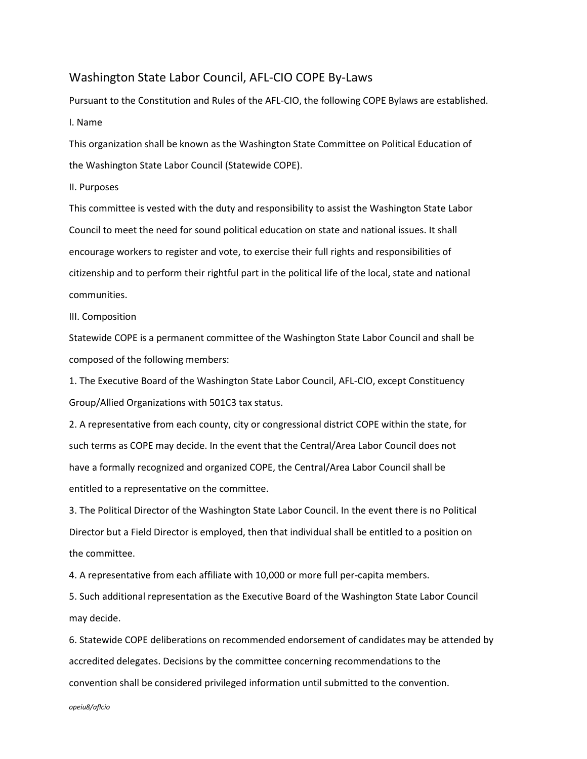# Washington State Labor Council, AFL-CIO COPE By-Laws

Pursuant to the Constitution and Rules of the AFL-CIO, the following COPE Bylaws are established.

## I. Name

This organization shall be known as the Washington State Committee on Political Education of the Washington State Labor Council (Statewide COPE).

## II. Purposes

This committee is vested with the duty and responsibility to assist the Washington State Labor Council to meet the need for sound political education on state and national issues. It shall encourage workers to register and vote, to exercise their full rights and responsibilities of citizenship and to perform their rightful part in the political life of the local, state and national communities.

## III. Composition

Statewide COPE is a permanent committee of the Washington State Labor Council and shall be composed of the following members:

1. The Executive Board of the Washington State Labor Council, AFL-CIO, except Constituency Group/Allied Organizations with 501C3 tax status.
2. A representative from each county, city or congressional district COPE within the state, for such terms as COPE may decide. In the event that the Central/Area Labor Council does not have a formally recognized and organized COPE, the Central/Area Labor Council shall be entitled to a representative on the committee.
3. The Political Director of the Washington State Labor Council. In the event there is no Political Director but a Field Director is employed, then that individual shall be entitled to a position on the committee.
4. A representative from each affiliate with 10,000 or more full per-capita members.
5. Such additional representation as the Executive Board of the Washington State Labor Council may decide.
6. Statewide COPE deliberations on recommended endorsement of candidates may be attended by accredited delegates. Decisions by the committee concerning recommendations to the convention shall be considered privileged information until submitted to the convention.

*opeiu8/aflcio*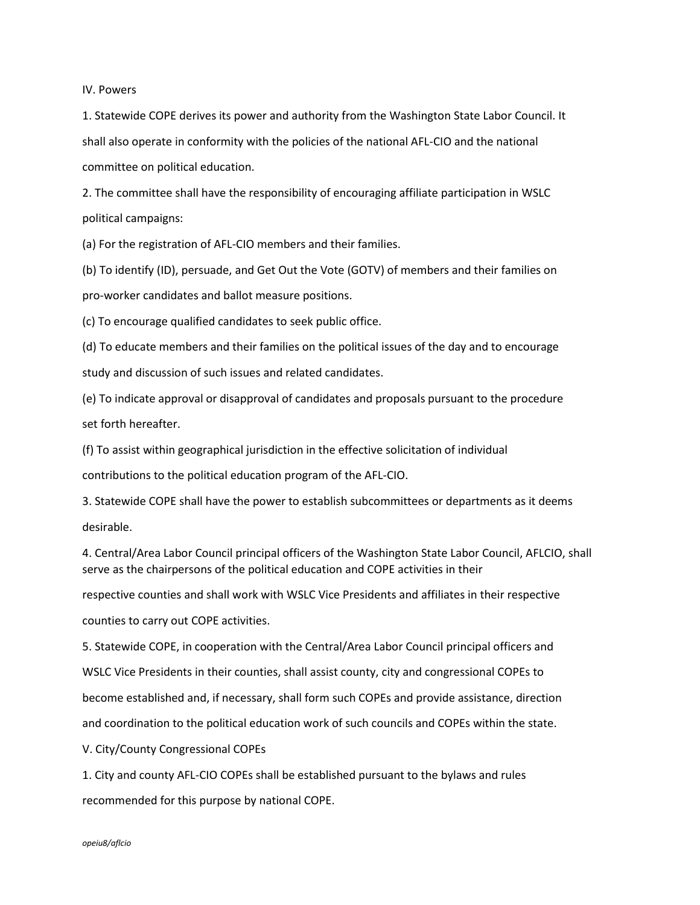## IV. Powers

1. Statewide COPE derives its power and authority from the Washington State Labor Council. It shall also operate in conformity with the policies of the national AFL-CIO and the national committee on political education.

2. The committee shall have the responsibility of encouraging affiliate participation in WSLC political campaigns:

(a) For the registration of AFL-CIO members and their families.

(b) To identify (ID), persuade, and Get Out the Vote (GOTV) of members and their families on pro-worker candidates and ballot measure positions.

(c) To encourage qualified candidates to seek public office.

(d) To educate members and their families on the political issues of the day and to encourage study and discussion of such issues and related candidates.

(e) To indicate approval or disapproval of candidates and proposals pursuant to the procedure set forth hereafter.

(f) To assist within geographical jurisdiction in the effective solicitation of individual contributions to the political education program of the AFL-CIO.

3. Statewide COPE shall have the power to establish subcommittees or departments as it deems desirable.

4. Central/Area Labor Council principal officers of the Washington State Labor Council, AFLCIO, shall serve as the chairpersons of the political education and COPE activities in their respective counties and shall work with WSLC Vice Presidents and affiliates in their respective counties to carry out COPE activities.

5. Statewide COPE, in cooperation with the Central/Area Labor Council principal officers and WSLC Vice Presidents in their counties, shall assist county, city and congressional COPEs to become established and, if necessary, shall form such COPEs and provide assistance, direction and coordination to the political education work of such councils and COPEs within the state.

## V. City/County Congressional COPEs

1. City and county AFL-CIO COPEs shall be established pursuant to the bylaws and rules recommended for this purpose by national COPE.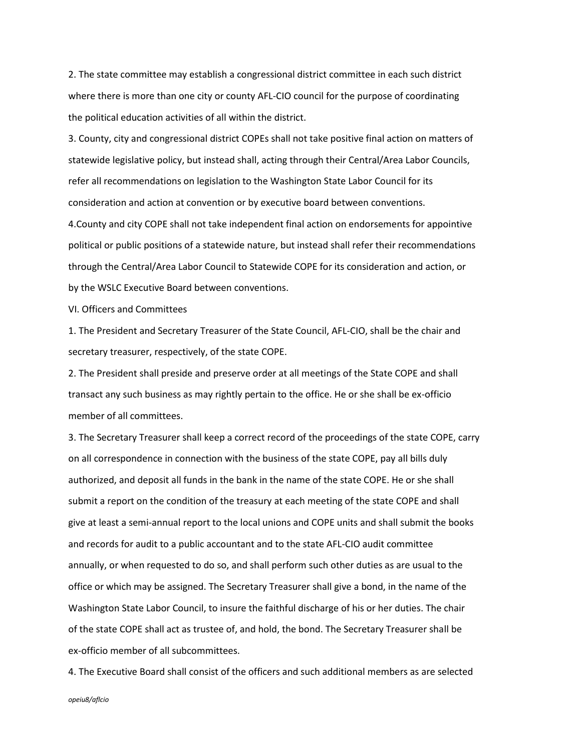2. The state committee may establish a congressional district committee in each such district where there is more than one city or county AFL-CIO council for the purpose of coordinating the political education activities of all within the district.

3. County, city and congressional district COPEs shall not take positive final action on matters of statewide legislative policy, but instead shall, acting through their Central/Area Labor Councils, refer all recommendations on legislation to the Washington State Labor Council for its consideration and action at convention or by executive board between conventions.

4.County and city COPE shall not take independent final action on endorsements for appointive political or public positions of a statewide nature, but instead shall refer their recommendations through the Central/Area Labor Council to Statewide COPE for its consideration and action, or by the WSLC Executive Board between conventions.

VI. Officers and Committees

1. The President and Secretary Treasurer of the State Council, AFL-CIO, shall be the chair and secretary treasurer, respectively, of the state COPE.

2. The President shall preside and preserve order at all meetings of the State COPE and shall transact any such business as may rightly pertain to the office. He or she shall be ex-officio member of all committees.

3. The Secretary Treasurer shall keep a correct record of the proceedings of the state COPE, carry on all correspondence in connection with the business of the state COPE, pay all bills duly authorized, and deposit all funds in the bank in the name of the state COPE. He or she shall submit a report on the condition of the treasury at each meeting of the state COPE and shall give at least a semi-annual report to the local unions and COPE units and shall submit the books and records for audit to a public accountant and to the state AFL-CIO audit committee annually, or when requested to do so, and shall perform such other duties as are usual to the office or which may be assigned. The Secretary Treasurer shall give a bond, in the name of the Washington State Labor Council, to insure the faithful discharge of his or her duties. The chair of the state COPE shall act as trustee of, and hold, the bond. The Secretary Treasurer shall be ex-officio member of all subcommittees.

4. The Executive Board shall consist of the officers and such additional members as are selected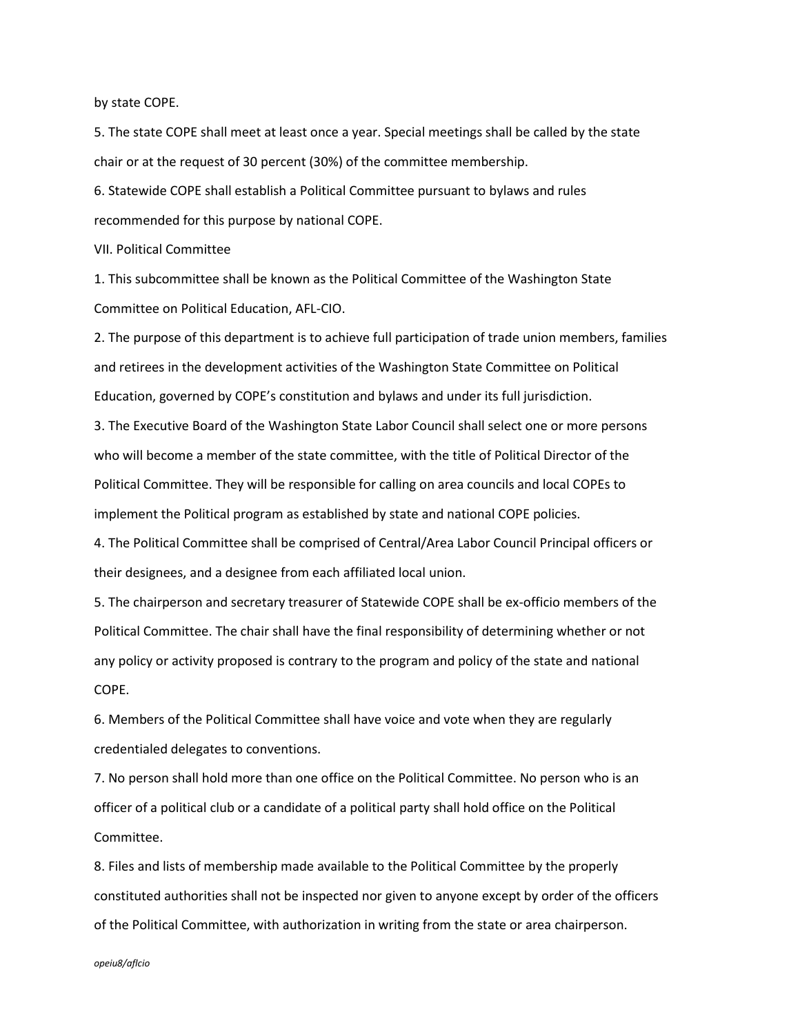by state COPE.

5. The state COPE shall meet at least once a year. Special meetings shall be called by the state chair or at the request of 30 percent (30%) of the committee membership.

6. Statewide COPE shall establish a Political Committee pursuant to bylaws and rules recommended for this purpose by national COPE.

## VII. Political Committee

1. This subcommittee shall be known as the Political Committee of the Washington State Committee on Political Education, AFL-CIO.

2. The purpose of this department is to achieve full participation of trade union members, families and retirees in the development activities of the Washington State Committee on Political Education, governed by COPE's constitution and bylaws and under its full jurisdiction.

3. The Executive Board of the Washington State Labor Council shall select one or more persons who will become a member of the state committee, with the title of Political Director of the Political Committee. They will be responsible for calling on area councils and local COPEs to implement the Political program as established by state and national COPE policies.

4. The Political Committee shall be comprised of Central/Area Labor Council Principal officers or their designees, and a designee from each affiliated local union.

5. The chairperson and secretary treasurer of Statewide COPE shall be ex-officio members of the Political Committee. The chair shall have the final responsibility of determining whether or not any policy or activity proposed is contrary to the program and policy of the state and national COPE.

6. Members of the Political Committee shall have voice and vote when they are regularly credentialed delegates to conventions.

7. No person shall hold more than one office on the Political Committee. No person who is an officer of a political club or a candidate of a political party shall hold office on the Political Committee.

8. Files and lists of membership made available to the Political Committee by the properly constituted authorities shall not be inspected nor given to anyone except by order of the officers of the Political Committee, with authorization in writing from the state or area chairperson.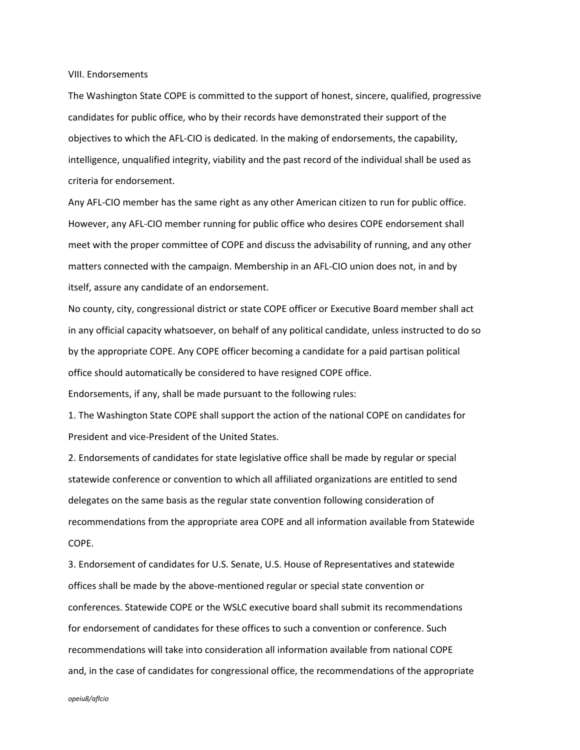## VIII. Endorsements

The Washington State COPE is committed to the support of honest, sincere, qualified, progressive candidates for public office, who by their records have demonstrated their support of the objectives to which the AFL-CIO is dedicated. In the making of endorsements, the capability, intelligence, unqualified integrity, viability and the past record of the individual shall be used as criteria for endorsement.

Any AFL-CIO member has the same right as any other American citizen to run for public office. However, any AFL-CIO member running for public office who desires COPE endorsement shall meet with the proper committee of COPE and discuss the advisability of running, and any other matters connected with the campaign. Membership in an AFL-CIO union does not, in and by itself, assure any candidate of an endorsement.

No county, city, congressional district or state COPE officer or Executive Board member shall act in any official capacity whatsoever, on behalf of any political candidate, unless instructed to do so by the appropriate COPE. Any COPE officer becoming a candidate for a paid partisan political office should automatically be considered to have resigned COPE office.

Endorsements, if any, shall be made pursuant to the following rules:

1. The Washington State COPE shall support the action of the national COPE on candidates for President and vice-President of the United States.
2. Endorsements of candidates for state legislative office shall be made by regular or special statewide conference or convention to which all affiliated organizations are entitled to send delegates on the same basis as the regular state convention following consideration of recommendations from the appropriate area COPE and all information available from Statewide COPE.
3. Endorsement of candidates for U.S. Senate, U.S. House of Representatives and statewide offices shall be made by the above-mentioned regular or special state convention or conferences. Statewide COPE or the WSLC executive board shall submit its recommendations for endorsement of candidates for these offices to such a convention or conference. Such recommendations will take into consideration all information available from national COPE and, in the case of candidates for congressional office, the recommendations of the appropriate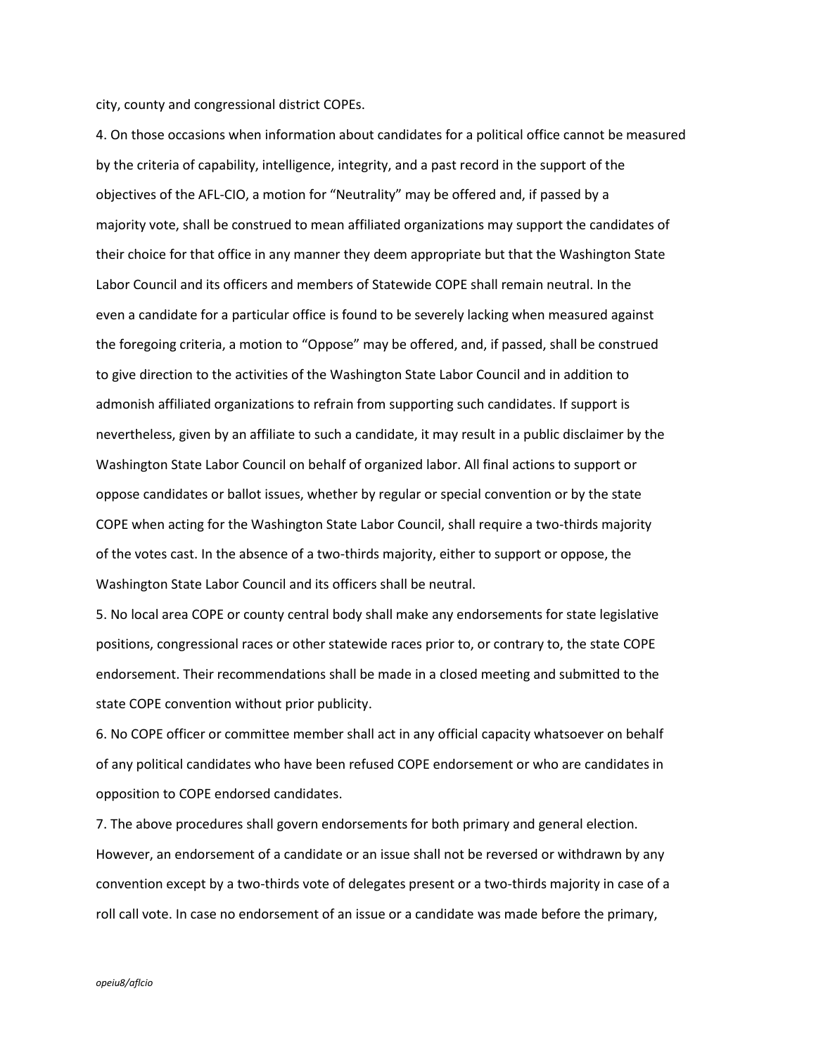city, county and congressional district COPEs.

4. On those occasions when information about candidates for a political office cannot be measured by the criteria of capability, intelligence, integrity, and a past record in the support of the objectives of the AFL-CIO, a motion for "Neutrality" may be offered and, if passed by a majority vote, shall be construed to mean affiliated organizations may support the candidates of their choice for that office in any manner they deem appropriate but that the Washington State Labor Council and its officers and members of Statewide COPE shall remain neutral. In the even a candidate for a particular office is found to be severely lacking when measured against the foregoing criteria, a motion to "Oppose" may be offered, and, if passed, shall be construed to give direction to the activities of the Washington State Labor Council and in addition to admonish affiliated organizations to refrain from supporting such candidates. If support is nevertheless, given by an affiliate to such a candidate, it may result in a public disclaimer by the Washington State Labor Council on behalf of organized labor. All final actions to support or oppose candidates or ballot issues, whether by regular or special convention or by the state COPE when acting for the Washington State Labor Council, shall require a two-thirds majority of the votes cast. In the absence of a two-thirds majority, either to support or oppose, the Washington State Labor Council and its officers shall be neutral.

5. No local area COPE or county central body shall make any endorsements for state legislative positions, congressional races or other statewide races prior to, or contrary to, the state COPE endorsement. Their recommendations shall be made in a closed meeting and submitted to the state COPE convention without prior publicity.

6. No COPE officer or committee member shall act in any official capacity whatsoever on behalf of any political candidates who have been refused COPE endorsement or who are candidates in opposition to COPE endorsed candidates.

7. The above procedures shall govern endorsements for both primary and general election. However, an endorsement of a candidate or an issue shall not be reversed or withdrawn by any convention except by a two-thirds vote of delegates present or a two-thirds majority in case of a roll call vote. In case no endorsement of an issue or a candidate was made before the primary,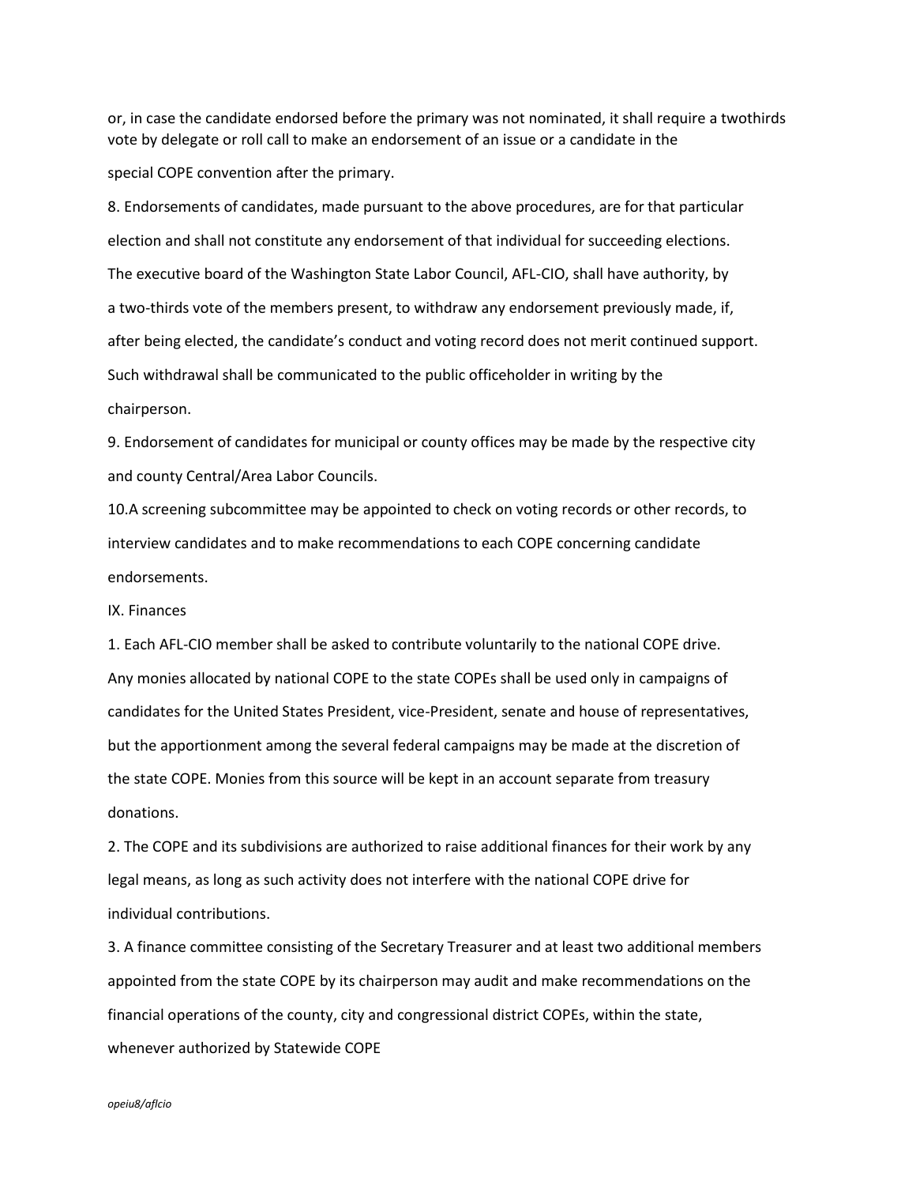or, in case the candidate endorsed before the primary was not nominated, it shall require a twothirds vote by delegate or roll call to make an endorsement of an issue or a candidate in the special COPE convention after the primary.

8. Endorsements of candidates, made pursuant to the above procedures, are for that particular election and shall not constitute any endorsement of that individual for succeeding elections. The executive board of the Washington State Labor Council, AFL-CIO, shall have authority, by a two-thirds vote of the members present, to withdraw any endorsement previously made, if, after being elected, the candidate's conduct and voting record does not merit continued support. Such withdrawal shall be communicated to the public officeholder in writing by the chairperson.

9. Endorsement of candidates for municipal or county offices may be made by the respective city and county Central/Area Labor Councils.

10.A screening subcommittee may be appointed to check on voting records or other records, to interview candidates and to make recommendations to each COPE concerning candidate endorsements.

IX. Finances

1. Each AFL-CIO member shall be asked to contribute voluntarily to the national COPE drive. Any monies allocated by national COPE to the state COPEs shall be used only in campaigns of candidates for the United States President, vice-President, senate and house of representatives, but the apportionment among the several federal campaigns may be made at the discretion of the state COPE. Monies from this source will be kept in an account separate from treasury donations.

2. The COPE and its subdivisions are authorized to raise additional finances for their work by any legal means, as long as such activity does not interfere with the national COPE drive for individual contributions.

3. A finance committee consisting of the Secretary Treasurer and at least two additional members appointed from the state COPE by its chairperson may audit and make recommendations on the financial operations of the county, city and congressional district COPEs, within the state, whenever authorized by Statewide COPE

*opeiu8/aflcio*